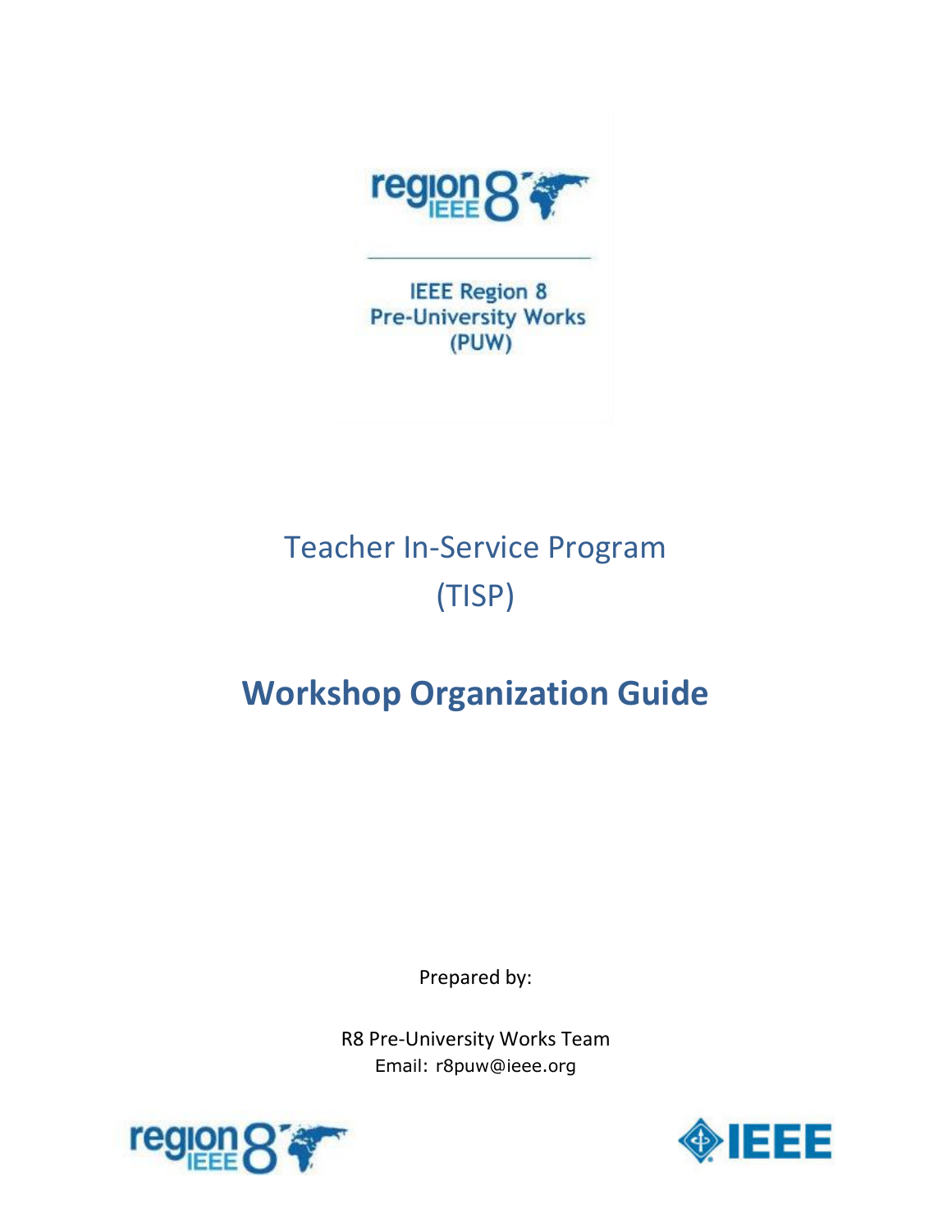IEEE Region 8
Pre-University Works
(PUW)

# Teacher In-Service Program (TISP)

# Workshop Organization Guide

Prepared by:

R8 Pre-University Works Team
Email: r8puw@ieee.org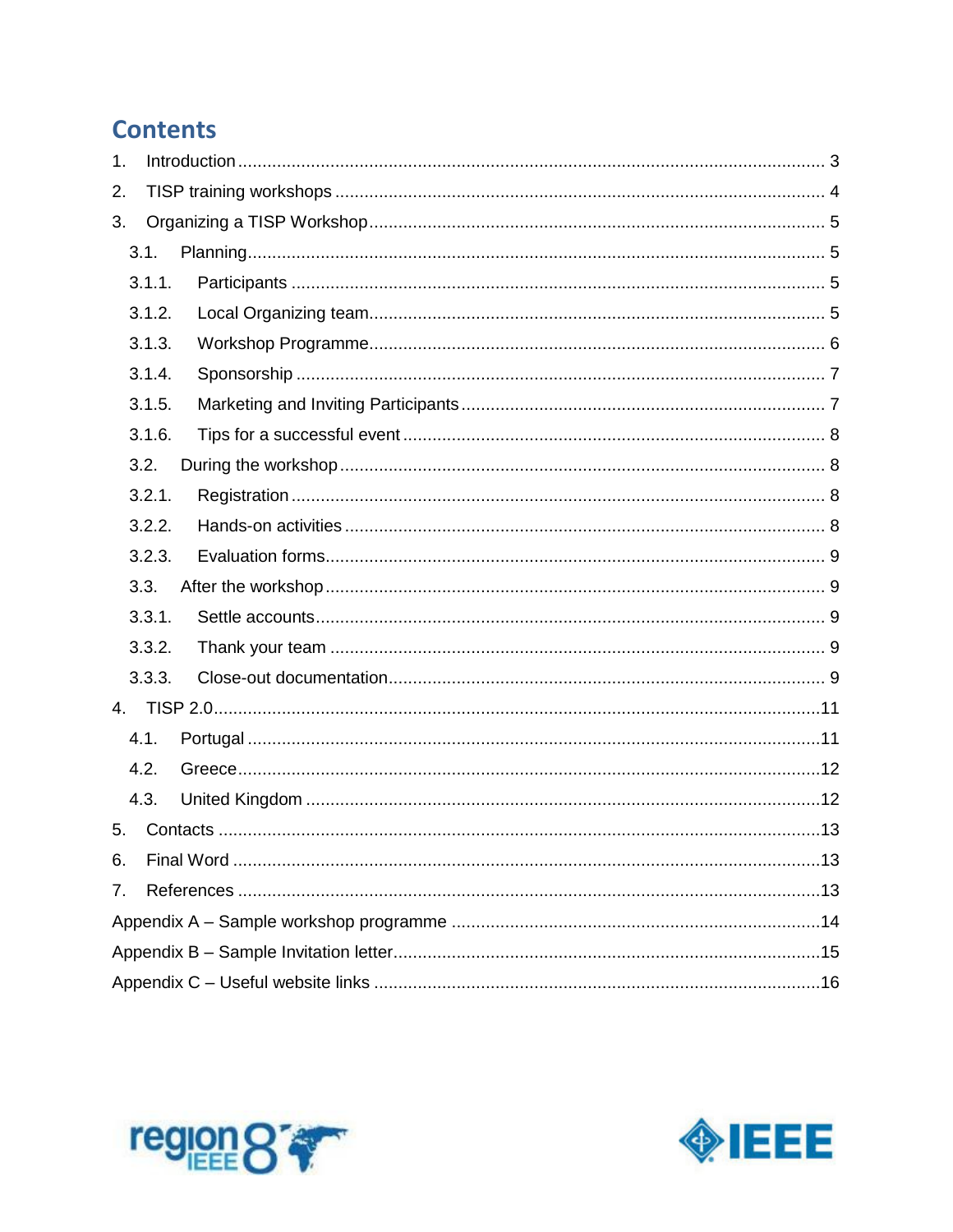# Contents

1. Introduction ........................................................................................................................ 3
2. TISP training workshops .................................................................................................... 4
3. Organizing a TISP Workshop ............................................................................................. 5
   - 3.1. Planning ...................................................................................................................... 5
     - 3.1.1. Participants ............................................................................................................ 5
     - 3.1.2. Local Organizing team ............................................................................................ 5
     - 3.1.3. Workshop Programme ............................................................................................ 6
     - 3.1.4. Sponsorship ........................................................................................................... 7
     - 3.1.5. Marketing and Inviting Participants ......................................................................... 7
     - 3.1.6. Tips for a successful event ..................................................................................... 8
   - 3.2. During the workshop ................................................................................................... 8
     - 3.2.1. Registration ............................................................................................................ 8
     - 3.2.2. Hands-on activities ................................................................................................. 8
     - 3.2.3. Evaluation forms ..................................................................................................... 9
   - 3.3. After the workshop ...................................................................................................... 9
     - 3.3.1. Settle accounts ....................................................................................................... 9
     - 3.3.2. Thank your team .................................................................................................... 9
     - 3.3.3. Close-out documentation ........................................................................................ 9
4. TISP 2.0 ............................................................................................................................ 11
   - 4.1. Portugal ..................................................................................................................... 11
   - 4.2. Greece ....................................................................................................................... 12
   - 4.3. United Kingdom ......................................................................................................... 12
5. Contacts ........................................................................................................................... 13
6. Final Word ........................................................................................................................ 13
7. References ....................................................................................................................... 13

Appendix A – Sample workshop programme ........................................................................... 14

Appendix B – Sample Invitation letter ....................................................................................... 15

Appendix C – Useful website links ........................................................................................... 16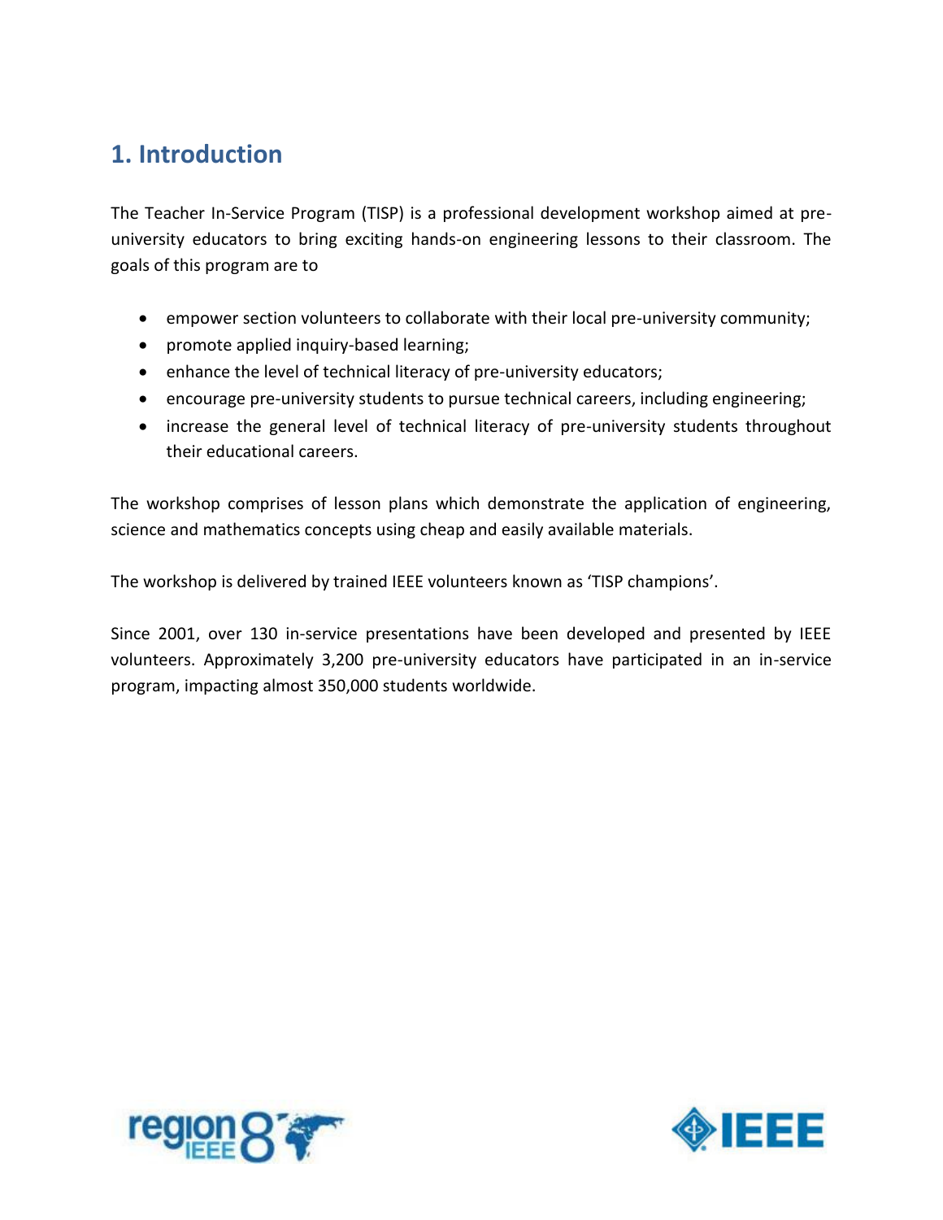## 1. Introduction

The Teacher In-Service Program (TISP) is a professional development workshop aimed at pre-university educators to bring exciting hands-on engineering lessons to their classroom. The goals of this program are to

- empower section volunteers to collaborate with their local pre-university community;
- promote applied inquiry-based learning;
- enhance the level of technical literacy of pre-university educators;
- encourage pre-university students to pursue technical careers, including engineering;
- increase the general level of technical literacy of pre-university students throughout their educational careers.

The workshop comprises of lesson plans which demonstrate the application of engineering, science and mathematics concepts using cheap and easily available materials.

The workshop is delivered by trained IEEE volunteers known as 'TISP champions'.

Since 2001, over 130 in-service presentations have been developed and presented by IEEE volunteers. Approximately 3,200 pre-university educators have participated in an in-service program, impacting almost 350,000 students worldwide.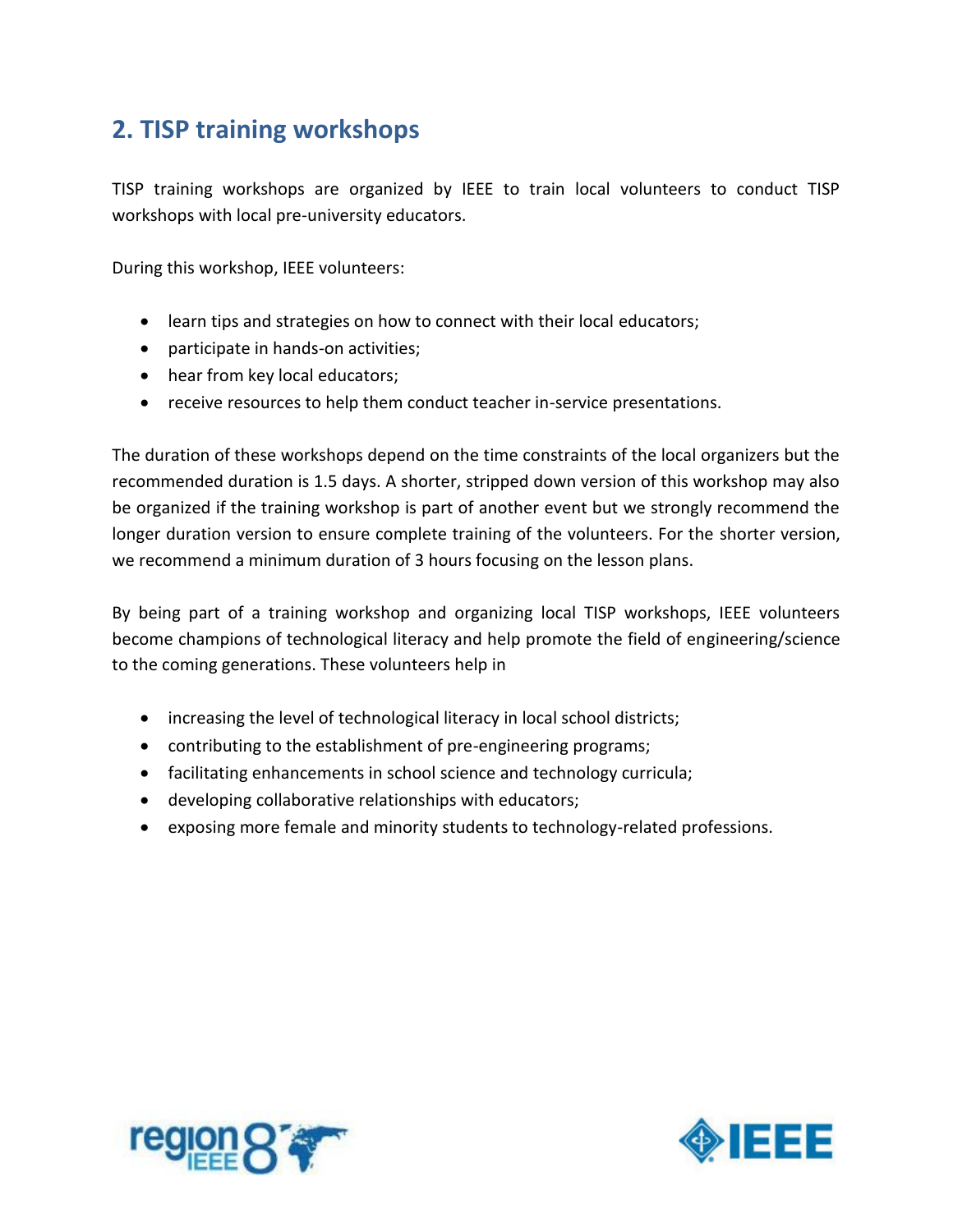## 2. TISP training workshops

TISP training workshops are organized by IEEE to train local volunteers to conduct TISP workshops with local pre-university educators.

During this workshop, IEEE volunteers:

- learn tips and strategies on how to connect with their local educators;
- participate in hands-on activities;
- hear from key local educators;
- receive resources to help them conduct teacher in-service presentations.

The duration of these workshops depend on the time constraints of the local organizers but the recommended duration is 1.5 days. A shorter, stripped down version of this workshop may also be organized if the training workshop is part of another event but we strongly recommend the longer duration version to ensure complete training of the volunteers. For the shorter version, we recommend a minimum duration of 3 hours focusing on the lesson plans.

By being part of a training workshop and organizing local TISP workshops, IEEE volunteers become champions of technological literacy and help promote the field of engineering/science to the coming generations. These volunteers help in

- increasing the level of technological literacy in local school districts;
- contributing to the establishment of pre-engineering programs;
- facilitating enhancements in school science and technology curricula;
- developing collaborative relationships with educators;
- exposing more female and minority students to technology-related professions.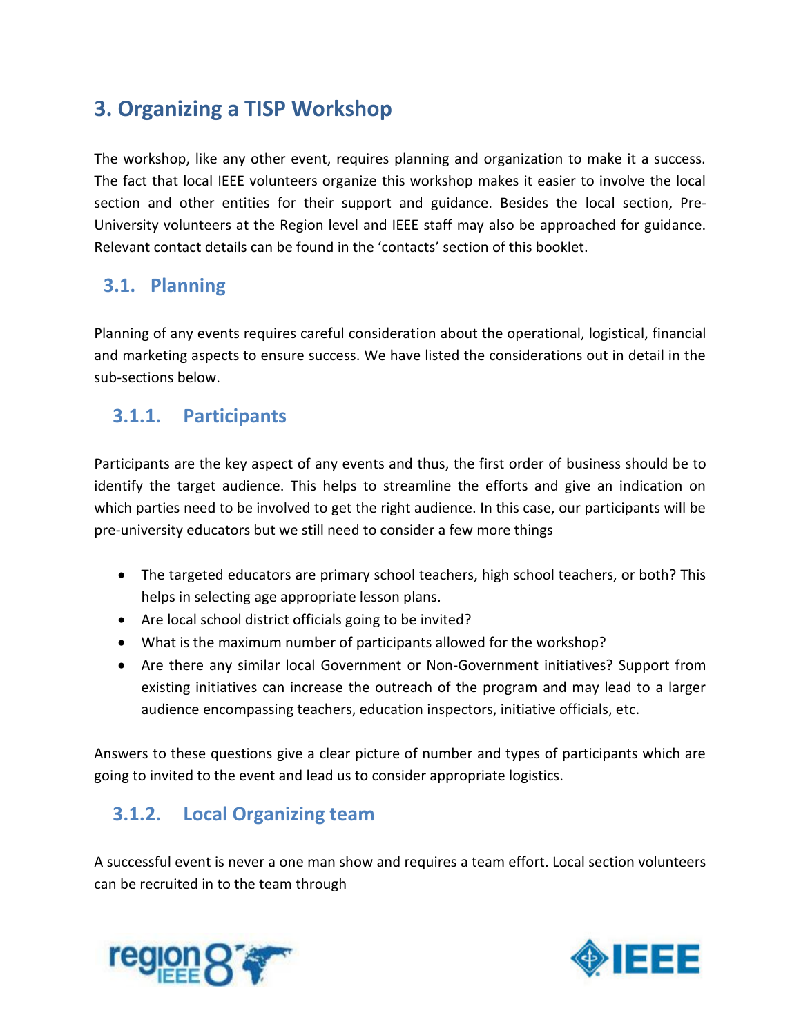# 3. Organizing a TISP Workshop

The workshop, like any other event, requires planning and organization to make it a success. The fact that local IEEE volunteers organize this workshop makes it easier to involve the local section and other entities for their support and guidance. Besides the local section, Pre-University volunteers at the Region level and IEEE staff may also be approached for guidance. Relevant contact details can be found in the 'contacts' section of this booklet.

## 3.1. Planning

Planning of any events requires careful consideration about the operational, logistical, financial and marketing aspects to ensure success. We have listed the considerations out in detail in the sub-sections below.

### 3.1.1. Participants

Participants are the key aspect of any events and thus, the first order of business should be to identify the target audience. This helps to streamline the efforts and give an indication on which parties need to be involved to get the right audience. In this case, our participants will be pre-university educators but we still need to consider a few more things

- The targeted educators are primary school teachers, high school teachers, or both? This helps in selecting age appropriate lesson plans.
- Are local school district officials going to be invited?
- What is the maximum number of participants allowed for the workshop?
- Are there any similar local Government or Non-Government initiatives? Support from existing initiatives can increase the outreach of the program and may lead to a larger audience encompassing teachers, education inspectors, initiative officials, etc.

Answers to these questions give a clear picture of number and types of participants which are going to invited to the event and lead us to consider appropriate logistics.

### 3.1.2. Local Organizing team

A successful event is never a one man show and requires a team effort. Local section volunteers can be recruited in to the team through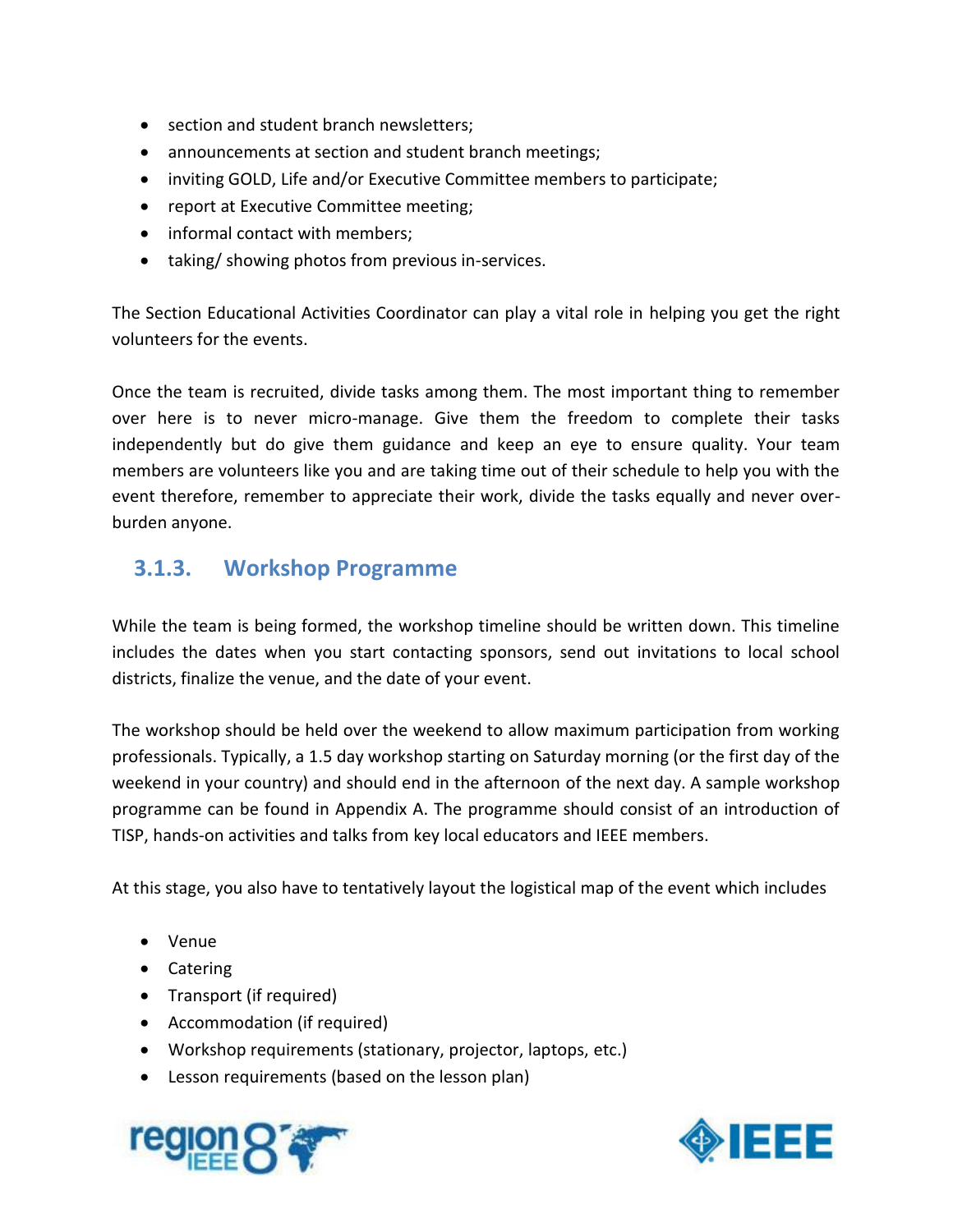- section and student branch newsletters;
- announcements at section and student branch meetings;
- inviting GOLD, Life and/or Executive Committee members to participate;
- report at Executive Committee meeting;
- informal contact with members;
- taking/ showing photos from previous in-services.

The Section Educational Activities Coordinator can play a vital role in helping you get the right volunteers for the events.

Once the team is recruited, divide tasks among them. The most important thing to remember over here is to never micro-manage. Give them the freedom to complete their tasks independently but do give them guidance and keep an eye to ensure quality. Your team members are volunteers like you and are taking time out of their schedule to help you with the event therefore, remember to appreciate their work, divide the tasks equally and never over-burden anyone.

### 3.1.3. Workshop Programme

While the team is being formed, the workshop timeline should be written down. This timeline includes the dates when you start contacting sponsors, send out invitations to local school districts, finalize the venue, and the date of your event.

The workshop should be held over the weekend to allow maximum participation from working professionals. Typically, a 1.5 day workshop starting on Saturday morning (or the first day of the weekend in your country) and should end in the afternoon of the next day. A sample workshop programme can be found in Appendix A. The programme should consist of an introduction of TISP, hands-on activities and talks from key local educators and IEEE members.

At this stage, you also have to tentatively layout the logistical map of the event which includes

- Venue
- Catering
- Transport (if required)
- Accommodation (if required)
- Workshop requirements (stationary, projector, laptops, etc.)
- Lesson requirements (based on the lesson plan)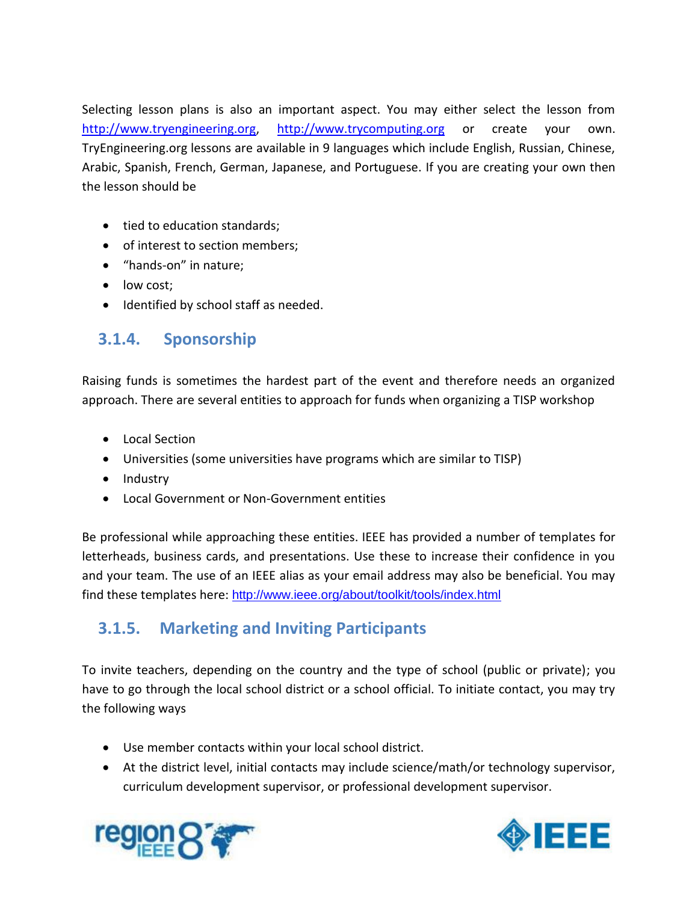Selecting lesson plans is also an important aspect. You may either select the lesson from http://www.tryengineering.org, http://www.trycomputing.org or create your own. TryEngineering.org lessons are available in 9 languages which include English, Russian, Chinese, Arabic, Spanish, French, German, Japanese, and Portuguese. If you are creating your own then the lesson should be

- tied to education standards;
- of interest to section members;
- "hands-on" in nature;
- low cost;
- Identified by school staff as needed.

### 3.1.4. Sponsorship

Raising funds is sometimes the hardest part of the event and therefore needs an organized approach. There are several entities to approach for funds when organizing a TISP workshop

- Local Section
- Universities (some universities have programs which are similar to TISP)
- Industry
- Local Government or Non-Government entities

Be professional while approaching these entities. IEEE has provided a number of templates for letterheads, business cards, and presentations. Use these to increase their confidence in you and your team. The use of an IEEE alias as your email address may also be beneficial. You may find these templates here: http://www.ieee.org/about/toolkit/tools/index.html

### 3.1.5. Marketing and Inviting Participants

To invite teachers, depending on the country and the type of school (public or private); you have to go through the local school district or a school official. To initiate contact, you may try the following ways

- Use member contacts within your local school district.
- At the district level, initial contacts may include science/math/or technology supervisor, curriculum development supervisor, or professional development supervisor.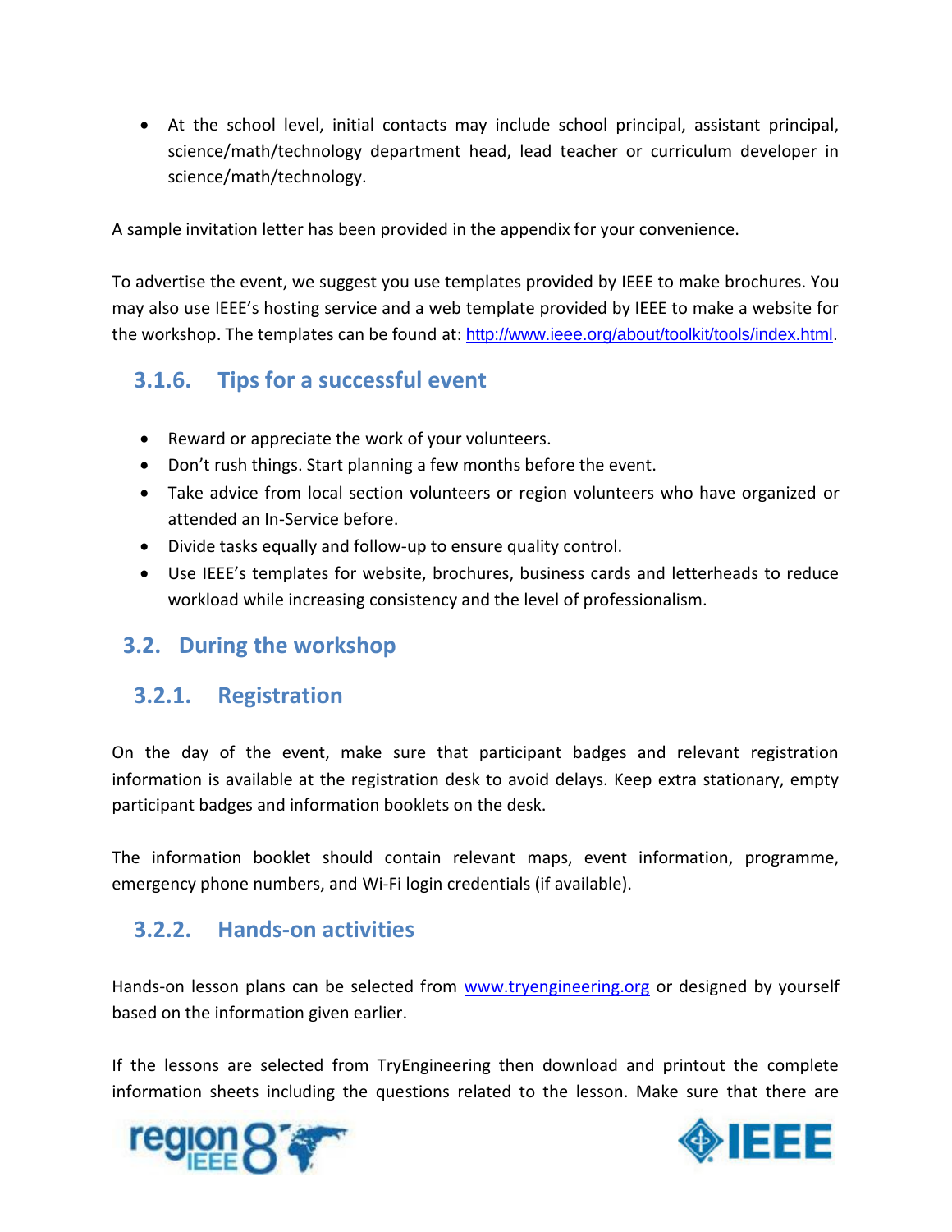- At the school level, initial contacts may include school principal, assistant principal, science/math/technology department head, lead teacher or curriculum developer in science/math/technology.

A sample invitation letter has been provided in the appendix for your convenience.

To advertise the event, we suggest you use templates provided by IEEE to make brochures. You may also use IEEE's hosting service and a web template provided by IEEE to make a website for the workshop. The templates can be found at: http://www.ieee.org/about/toolkit/tools/index.html.

### 3.1.6. Tips for a successful event

- Reward or appreciate the work of your volunteers.
- Don't rush things. Start planning a few months before the event.
- Take advice from local section volunteers or region volunteers who have organized or attended an In-Service before.
- Divide tasks equally and follow-up to ensure quality control.
- Use IEEE's templates for website, brochures, business cards and letterheads to reduce workload while increasing consistency and the level of professionalism.

## 3.2. During the workshop

### 3.2.1. Registration

On the day of the event, make sure that participant badges and relevant registration information is available at the registration desk to avoid delays. Keep extra stationary, empty participant badges and information booklets on the desk.

The information booklet should contain relevant maps, event information, programme, emergency phone numbers, and Wi-Fi login credentials (if available).

### 3.2.2. Hands-on activities

Hands-on lesson plans can be selected from www.tryengineering.org or designed by yourself based on the information given earlier.

If the lessons are selected from TryEngineering then download and printout the complete information sheets including the questions related to the lesson. Make sure that there are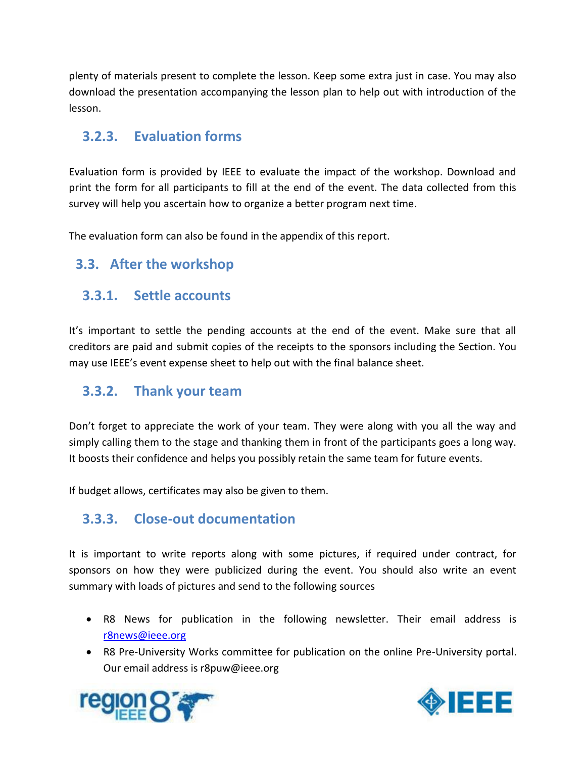plenty of materials present to complete the lesson. Keep some extra just in case. You may also download the presentation accompanying the lesson plan to help out with introduction of the lesson.

### 3.2.3. Evaluation forms

Evaluation form is provided by IEEE to evaluate the impact of the workshop. Download and print the form for all participants to fill at the end of the event. The data collected from this survey will help you ascertain how to organize a better program next time.

The evaluation form can also be found in the appendix of this report.

## 3.3. After the workshop

### 3.3.1. Settle accounts

It's important to settle the pending accounts at the end of the event. Make sure that all creditors are paid and submit copies of the receipts to the sponsors including the Section. You may use IEEE's event expense sheet to help out with the final balance sheet.

### 3.3.2. Thank your team

Don't forget to appreciate the work of your team. They were along with you all the way and simply calling them to the stage and thanking them in front of the participants goes a long way. It boosts their confidence and helps you possibly retain the same team for future events.

If budget allows, certificates may also be given to them.

### 3.3.3. Close-out documentation

It is important to write reports along with some pictures, if required under contract, for sponsors on how they were publicized during the event. You should also write an event summary with loads of pictures and send to the following sources

- R8 News for publication in the following newsletter. Their email address is r8news@ieee.org
- R8 Pre-University Works committee for publication on the online Pre-University portal. Our email address is r8puw@ieee.org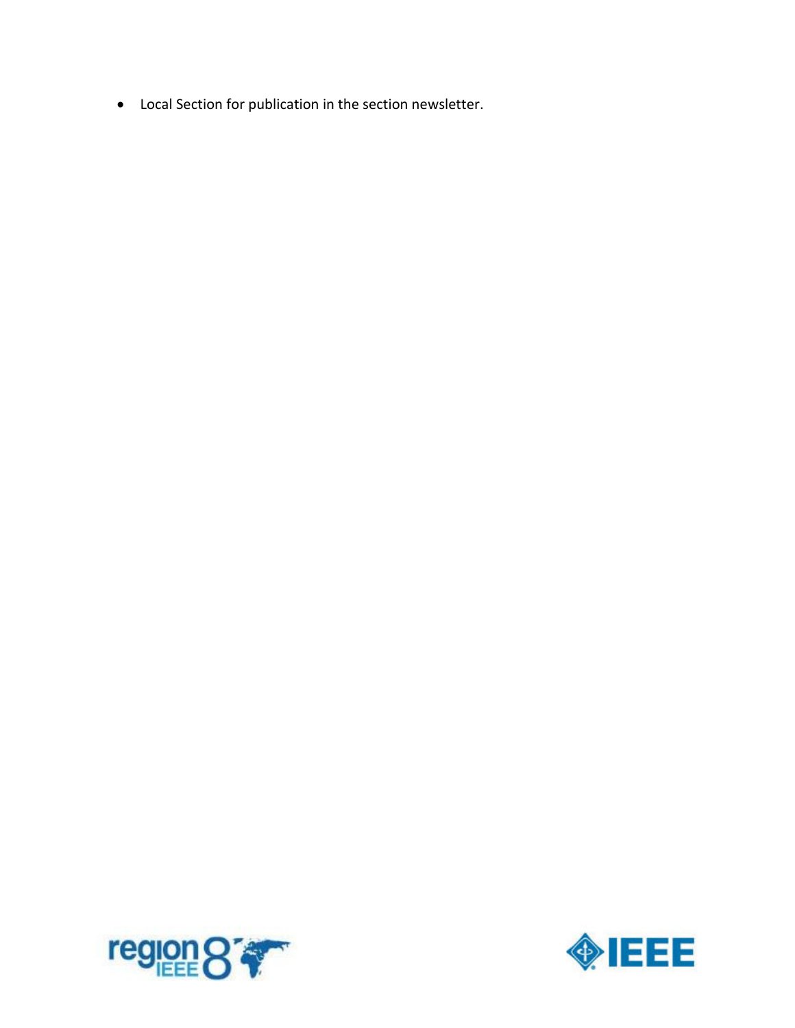- Local Section for publication in the section newsletter.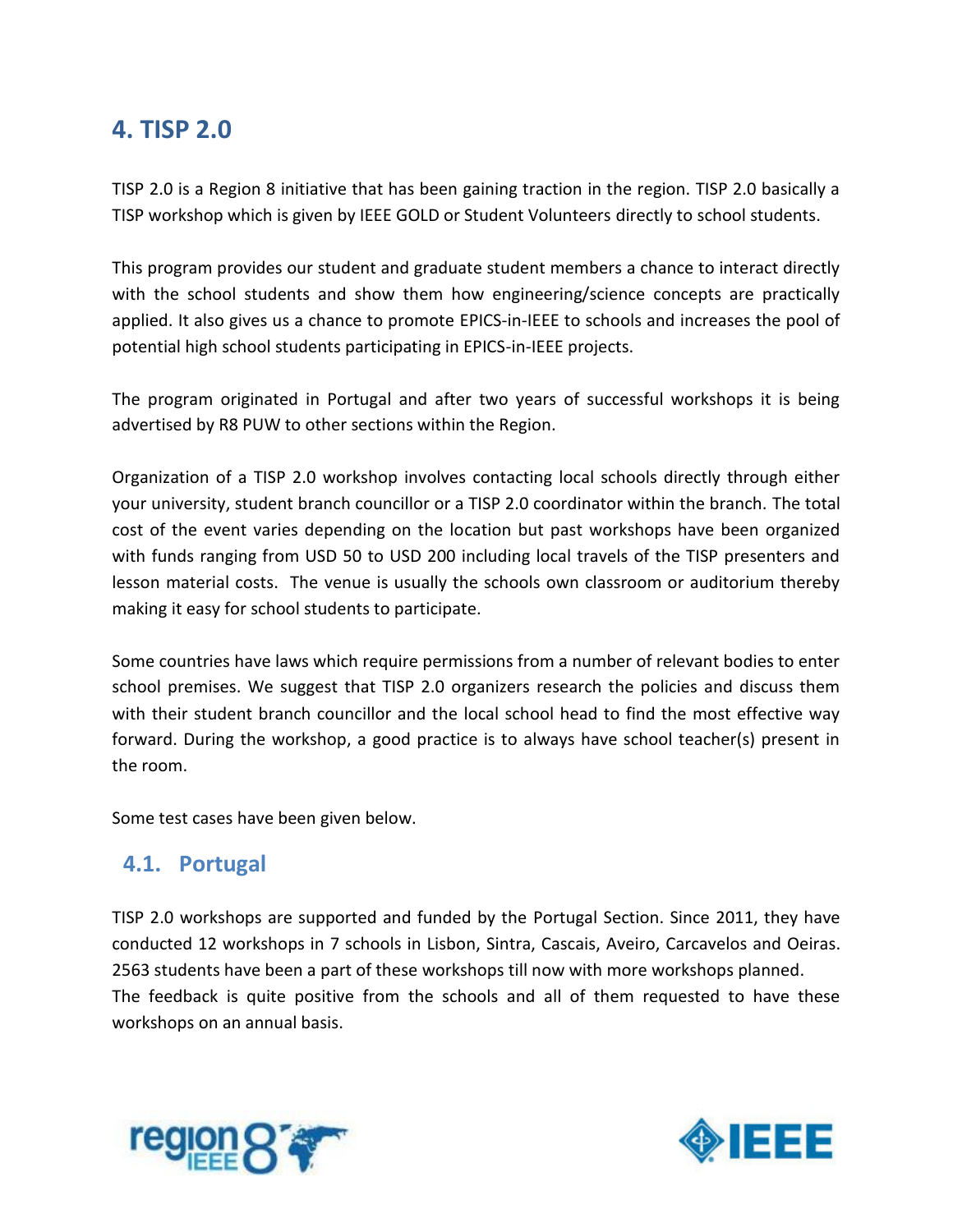## 4. TISP 2.0

TISP 2.0 is a Region 8 initiative that has been gaining traction in the region. TISP 2.0 basically a TISP workshop which is given by IEEE GOLD or Student Volunteers directly to school students.

This program provides our student and graduate student members a chance to interact directly with the school students and show them how engineering/science concepts are practically applied. It also gives us a chance to promote EPICS-in-IEEE to schools and increases the pool of potential high school students participating in EPICS-in-IEEE projects.

The program originated in Portugal and after two years of successful workshops it is being advertised by R8 PUW to other sections within the Region.

Organization of a TISP 2.0 workshop involves contacting local schools directly through either your university, student branch councillor or a TISP 2.0 coordinator within the branch. The total cost of the event varies depending on the location but past workshops have been organized with funds ranging from USD 50 to USD 200 including local travels of the TISP presenters and lesson material costs. The venue is usually the schools own classroom or auditorium thereby making it easy for school students to participate.

Some countries have laws which require permissions from a number of relevant bodies to enter school premises. We suggest that TISP 2.0 organizers research the policies and discuss them with their student branch councillor and the local school head to find the most effective way forward. During the workshop, a good practice is to always have school teacher(s) present in the room.

Some test cases have been given below.

### 4.1. Portugal

TISP 2.0 workshops are supported and funded by the Portugal Section. Since 2011, they have conducted 12 workshops in 7 schools in Lisbon, Sintra, Cascais, Aveiro, Carcavelos and Oeiras. 2563 students have been a part of these workshops till now with more workshops planned.
The feedback is quite positive from the schools and all of them requested to have these workshops on an annual basis.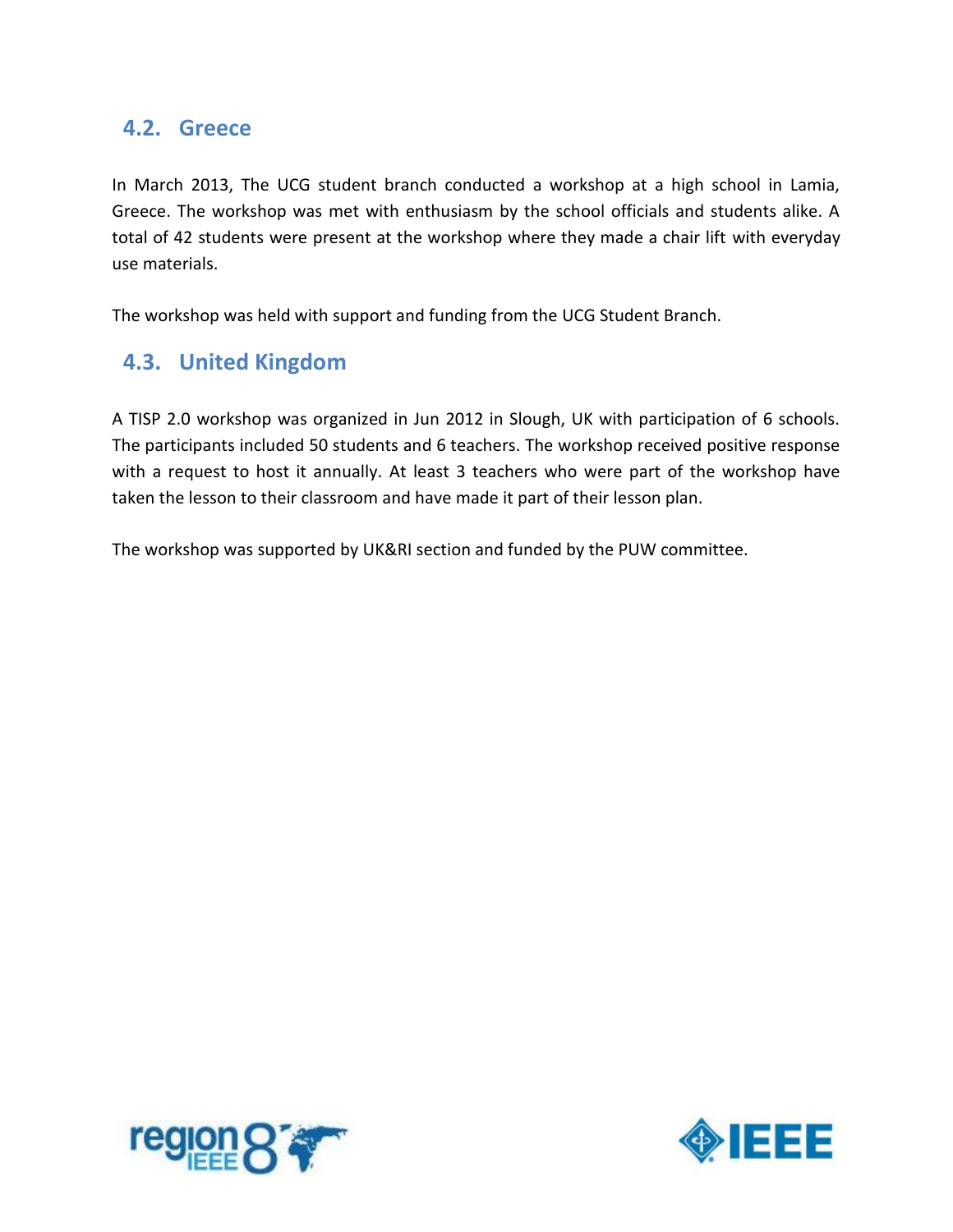## 4.2. Greece

In March 2013, The UCG student branch conducted a workshop at a high school in Lamia, Greece. The workshop was met with enthusiasm by the school officials and students alike. A total of 42 students were present at the workshop where they made a chair lift with everyday use materials.

The workshop was held with support and funding from the UCG Student Branch.

## 4.3. United Kingdom

A TISP 2.0 workshop was organized in Jun 2012 in Slough, UK with participation of 6 schools. The participants included 50 students and 6 teachers. The workshop received positive response with a request to host it annually. At least 3 teachers who were part of the workshop have taken the lesson to their classroom and have made it part of their lesson plan.

The workshop was supported by UK&RI section and funded by the PUW committee.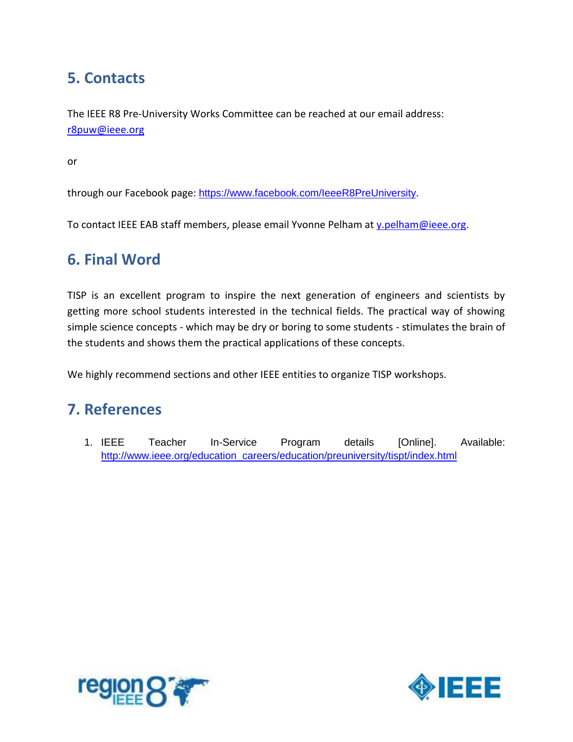## 5. Contacts

The IEEE R8 Pre-University Works Committee can be reached at our email address: r8puw@ieee.org

or

through our Facebook page: https://www.facebook.com/IeeeR8PreUniversity.

To contact IEEE EAB staff members, please email Yvonne Pelham at y.pelham@ieee.org.

## 6. Final Word

TISP is an excellent program to inspire the next generation of engineers and scientists by getting more school students interested in the technical fields. The practical way of showing simple science concepts - which may be dry or boring to some students - stimulates the brain of the students and shows them the practical applications of these concepts.

We highly recommend sections and other IEEE entities to organize TISP workshops.

## 7. References

1. IEEE Teacher In-Service Program details [Online]. Available: http://www.ieee.org/education_careers/education/preuniversity/tispt/index.html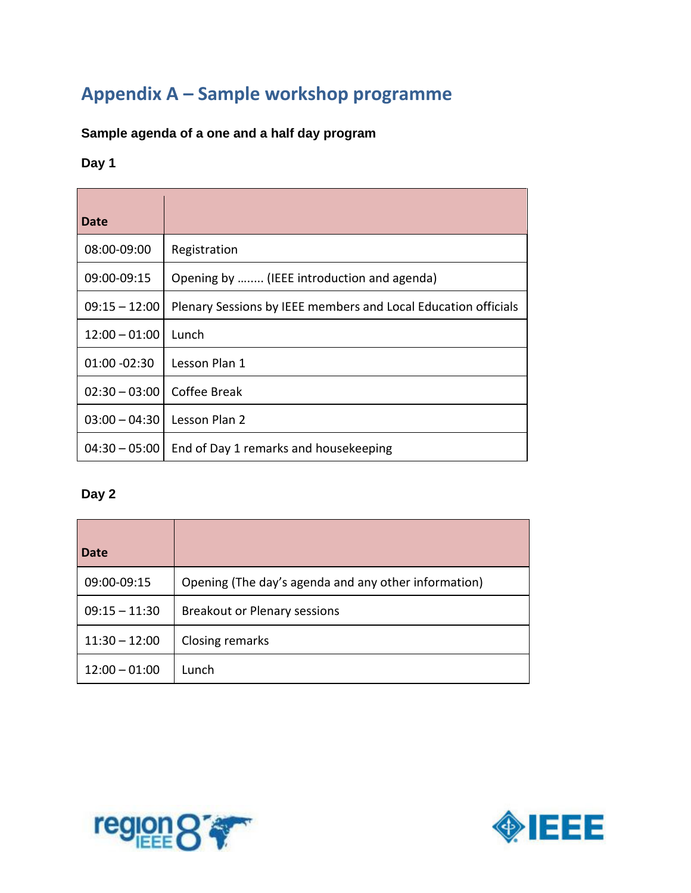# Appendix A – Sample workshop programme

**Sample agenda of a one and a half day program**

**Day 1**

| Date | |
|---|---|
| 08:00-09:00 | Registration |
| 09:00-09:15 | Opening by …….. (IEEE introduction and agenda) |
| 09:15 – 12:00 | Plenary Sessions by IEEE members and Local Education officials |
| 12:00 – 01:00 | Lunch |
| 01:00 -02:30 | Lesson Plan 1 |
| 02:30 – 03:00 | Coffee Break |
| 03:00 – 04:30 | Lesson Plan 2 |
| 04:30 – 05:00 | End of Day 1 remarks and housekeeping |

**Day 2**

| Date | |
|---|---|
| 09:00-09:15 | Opening (The day's agenda and any other information) |
| 09:15 – 11:30 | Breakout or Plenary sessions |
| 11:30 – 12:00 | Closing remarks |
| 12:00 – 01:00 | Lunch |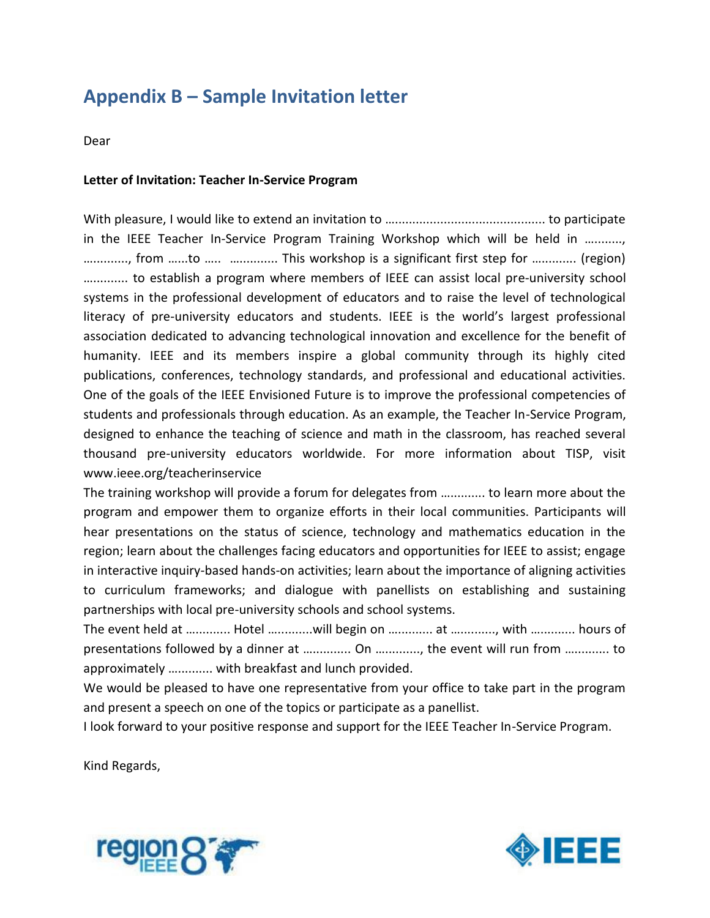## Appendix B – Sample Invitation letter

Dear

**Letter of Invitation: Teacher In-Service Program**

With pleasure, I would like to extend an invitation to ............................................. to participate in the IEEE Teacher In-Service Program Training Workshop which will be held in ..........., ............., from ......to ..... ............. This workshop is a significant first step for ............ (region) ............ to establish a program where members of IEEE can assist local pre-university school systems in the professional development of educators and to raise the level of technological literacy of pre-university educators and students. IEEE is the world's largest professional association dedicated to advancing technological innovation and excellence for the benefit of humanity. IEEE and its members inspire a global community through its highly cited publications, conferences, technology standards, and professional and educational activities. One of the goals of the IEEE Envisioned Future is to improve the professional competencies of students and professionals through education. As an example, the Teacher In-Service Program, designed to enhance the teaching of science and math in the classroom, has reached several thousand pre-university educators worldwide. For more information about TISP, visit www.ieee.org/teacherinservice

The training workshop will provide a forum for delegates from ............ to learn more about the program and empower them to organize efforts in their local communities. Participants will hear presentations on the status of science, technology and mathematics education in the region; learn about the challenges facing educators and opportunities for IEEE to assist; engage in interactive inquiry-based hands-on activities; learn about the importance of aligning activities to curriculum frameworks; and dialogue with panellists on establishing and sustaining partnerships with local pre-university schools and school systems.

The event held at ............ Hotel ............will begin on ............ at ............, with ............ hours of presentations followed by a dinner at ............. On ............, the event will run from ............ to approximately ............ with breakfast and lunch provided.

We would be pleased to have one representative from your office to take part in the program and present a speech on one of the topics or participate as a panellist.

I look forward to your positive response and support for the IEEE Teacher In-Service Program.

Kind Regards,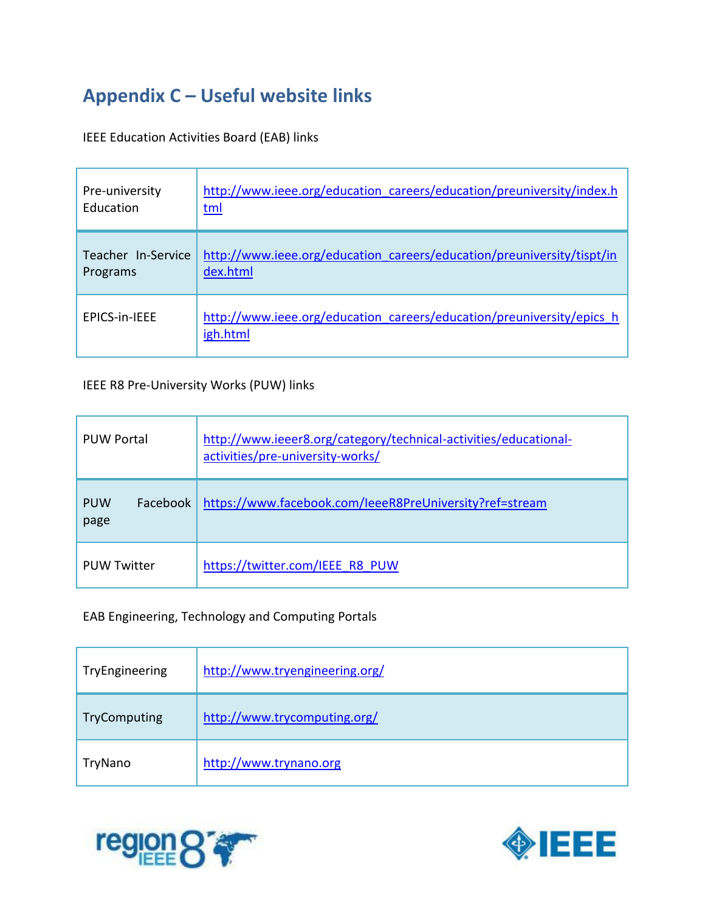## Appendix C – Useful website links

IEEE Education Activities Board (EAB) links

| | |
|---|---|
| Pre-university Education | http://www.ieee.org/education_careers/education/preuniversity/index.html |
| Teacher In-Service Programs | http://www.ieee.org/education_careers/education/preuniversity/tispt/index.html |
| EPICS-in-IEEE | http://www.ieee.org/education_careers/education/preuniversity/epics_high.html |

IEEE R8 Pre-University Works (PUW) links

| | |
|---|---|
| PUW Portal | http://www.ieeer8.org/category/technical-activities/educational-activities/pre-university-works/ |
| PUW Facebook page | https://www.facebook.com/IeeeR8PreUniversity?ref=stream |
| PUW Twitter | https://twitter.com/IEEE_R8_PUW |

EAB Engineering, Technology and Computing Portals

| | |
|---|---|
| TryEngineering | http://www.tryengineering.org/ |
| TryComputing | http://www.trycomputing.org/ |
| TryNano | http://www.trynano.org |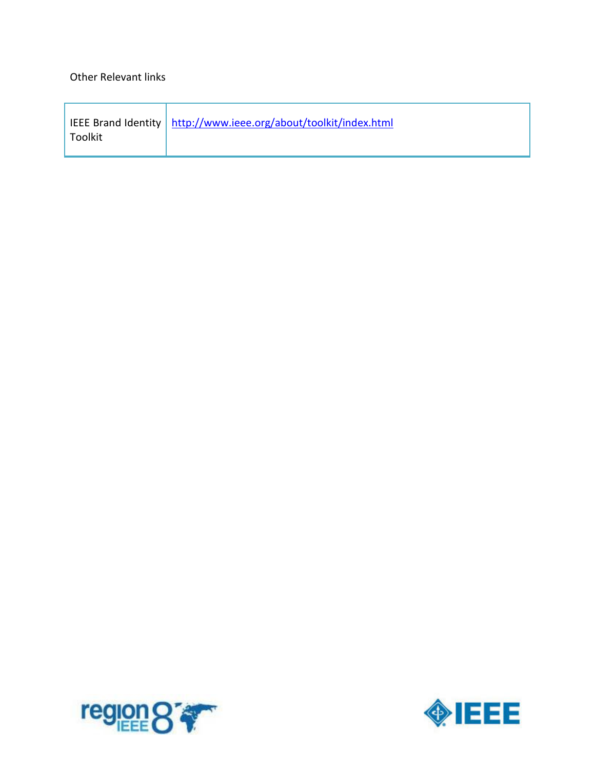Other Relevant links

| | |
|---|---|
| IEEE Brand Identity Toolkit | http://www.ieee.org/about/toolkit/index.html |